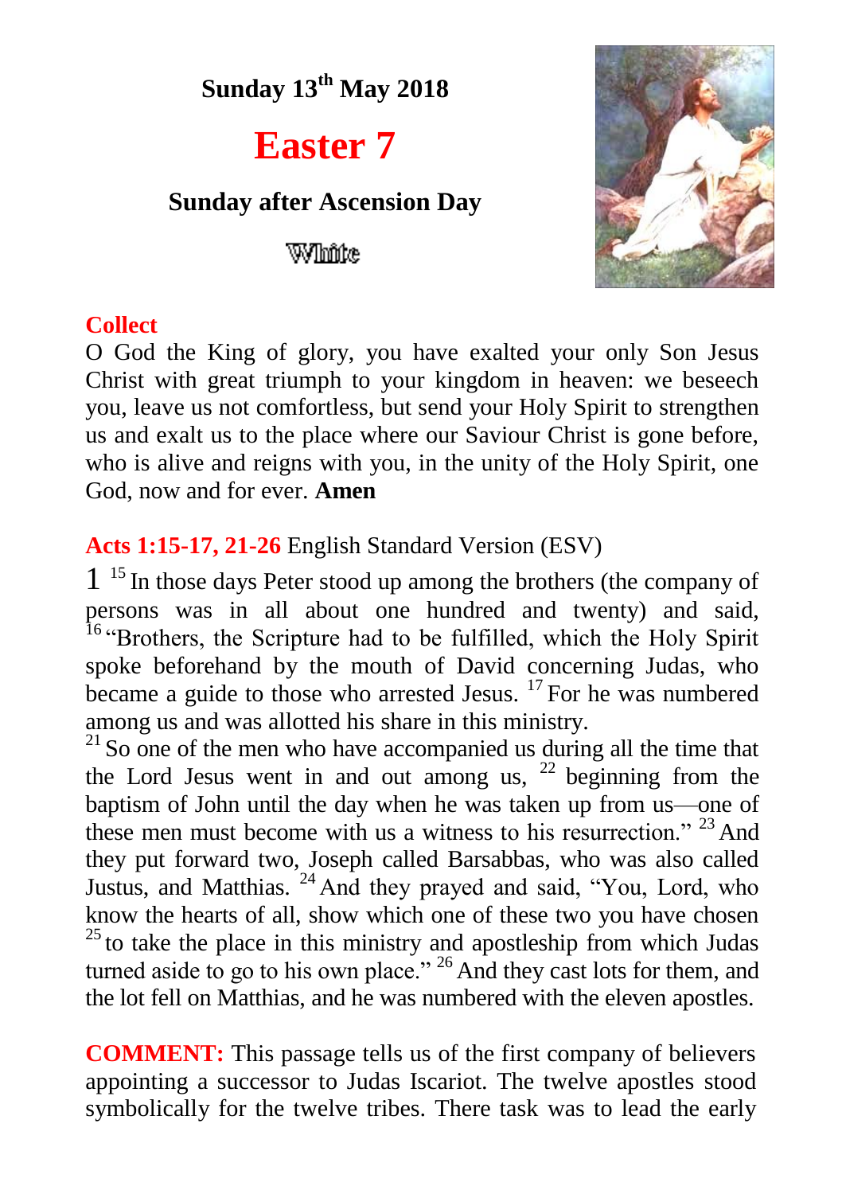**Sunday 13th May 2018**

# Easter 7

**Sunday after Ascension Day**

White

## Collect

O God the King of glory, you have exalted your only Son Jesus Christ with great triumph to your kingdom in heaven: we beseech you, leave us not comfortless, but send your Holy Spirit to strengthen us and exalt us to the place where our Saviour Christ is gone before, who is alive and reigns with you, in the unity of the Holy Spirit, one God, now and for ever. **Amen**

## Acts 1:15-17, 21-26 English Standard Version (ESV)

1 [15] In those days Peter stood up among the brothers (the company of persons was in all about one hundred and twenty) and said, [16] "Brothers, the Scripture had to be fulfilled, which the Holy Spirit spoke beforehand by the mouth of David concerning Judas, who became a guide to those who arrested Jesus. [17] For he was numbered among us and was allotted his share in this ministry.
[21] So one of the men who have accompanied us during all the time that the Lord Jesus went in and out among us, [22] beginning from the baptism of John until the day when he was taken up from us—one of these men must become with us a witness to his resurrection." [23] And they put forward two, Joseph called Barsabbas, who was also called Justus, and Matthias. [24] And they prayed and said, "You, Lord, who know the hearts of all, show which one of these two you have chosen [25] to take the place in this ministry and apostleship from which Judas turned aside to go to his own place." [26] And they cast lots for them, and the lot fell on Matthias, and he was numbered with the eleven apostles.

**COMMENT:** This passage tells us of the first company of believers appointing a successor to Judas Iscariot. The twelve apostles stood symbolically for the twelve tribes. There task was to lead the early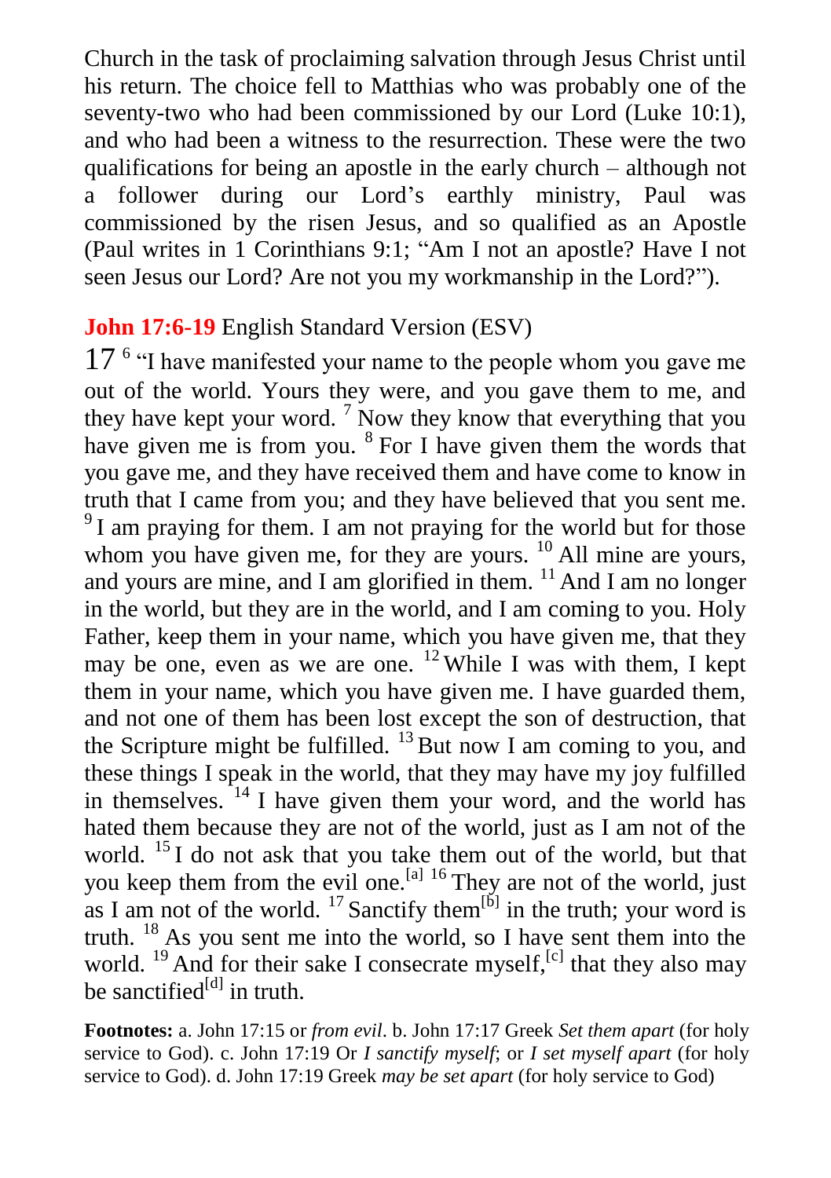Church in the task of proclaiming salvation through Jesus Christ until his return. The choice fell to Matthias who was probably one of the seventy-two who had been commissioned by our Lord (Luke 10:1), and who had been a witness to the resurrection. These were the two qualifications for being an apostle in the early church – although not a follower during our Lord's earthly ministry, Paul was commissioned by the risen Jesus, and so qualified as an Apostle (Paul writes in 1 Corinthians 9:1; "Am I not an apostle? Have I not seen Jesus our Lord? Are not you my workmanship in the Lord?").

**John 17:6-19** English Standard Version (ESV)

17 [6] "I have manifested your name to the people whom you gave me out of the world. Yours they were, and you gave them to me, and they have kept your word. [7] Now they know that everything that you have given me is from you. [8] For I have given them the words that you gave me, and they have received them and have come to know in truth that I came from you; and they have believed that you sent me. [9] I am praying for them. I am not praying for the world but for those whom you have given me, for they are yours. [10] All mine are yours, and yours are mine, and I am glorified in them. [11] And I am no longer in the world, but they are in the world, and I am coming to you. Holy Father, keep them in your name, which you have given me, that they may be one, even as we are one. [12] While I was with them, I kept them in your name, which you have given me. I have guarded them, and not one of them has been lost except the son of destruction, that the Scripture might be fulfilled. [13] But now I am coming to you, and these things I speak in the world, that they may have my joy fulfilled in themselves. [14] I have given them your word, and the world has hated them because they are not of the world, just as I am not of the world. [15] I do not ask that you take them out of the world, but that you keep them from the evil one.[a] [16] They are not of the world, just as I am not of the world. [17] Sanctify them[b] in the truth; your word is truth. [18] As you sent me into the world, so I have sent them into the world. [19] And for their sake I consecrate myself,[c] that they also may be sanctified[d] in truth.

**Footnotes:** a. John 17:15 or *from evil*. b. John 17:17 Greek *Set them apart* (for holy service to God). c. John 17:19 Or *I sanctify myself*; or *I set myself apart* (for holy service to God). d. John 17:19 Greek *may be set apart* (for holy service to God)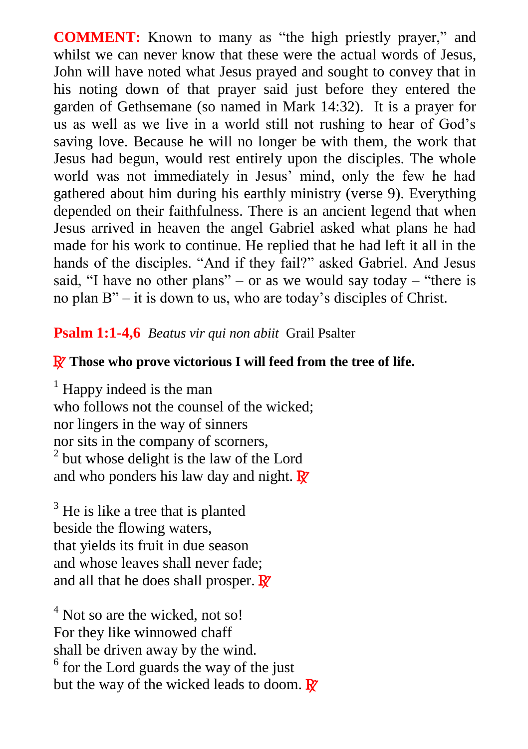**COMMENT:** Known to many as "the high priestly prayer," and whilst we can never know that these were the actual words of Jesus, John will have noted what Jesus prayed and sought to convey that in his noting down of that prayer said just before they entered the garden of Gethsemane (so named in Mark 14:32). It is a prayer for us as well as we live in a world still not rushing to hear of God's saving love. Because he will no longer be with them, the work that Jesus had begun, would rest entirely upon the disciples. The whole world was not immediately in Jesus' mind, only the few he had gathered about him during his earthly ministry (verse 9). Everything depended on their faithfulness. There is an ancient legend that when Jesus arrived in heaven the angel Gabriel asked what plans he had made for his work to continue. He replied that he had left it all in the hands of the disciples. "And if they fail?" asked Gabriel. And Jesus said, "I have no other plans" – or as we would say today – "there is no plan B" – it is down to us, who are today's disciples of Christ.

## Psalm 1:1-4,6 *Beatus vir qui non abiit* Grail Psalter

℟ **Those who prove victorious I will feed from the tree of life.**

1 Happy indeed is the man
who follows not the counsel of the wicked;
nor lingers in the way of sinners
nor sits in the company of scorners,
2 but whose delight is the law of the Lord
and who ponders his law day and night. ℟

3 He is like a tree that is planted
beside the flowing waters,
that yields its fruit in due season
and whose leaves shall never fade;
and all that he does shall prosper. ℟

4 Not so are the wicked, not so!
For they like winnowed chaff
shall be driven away by the wind.
6 for the Lord guards the way of the just
but the way of the wicked leads to doom. ℟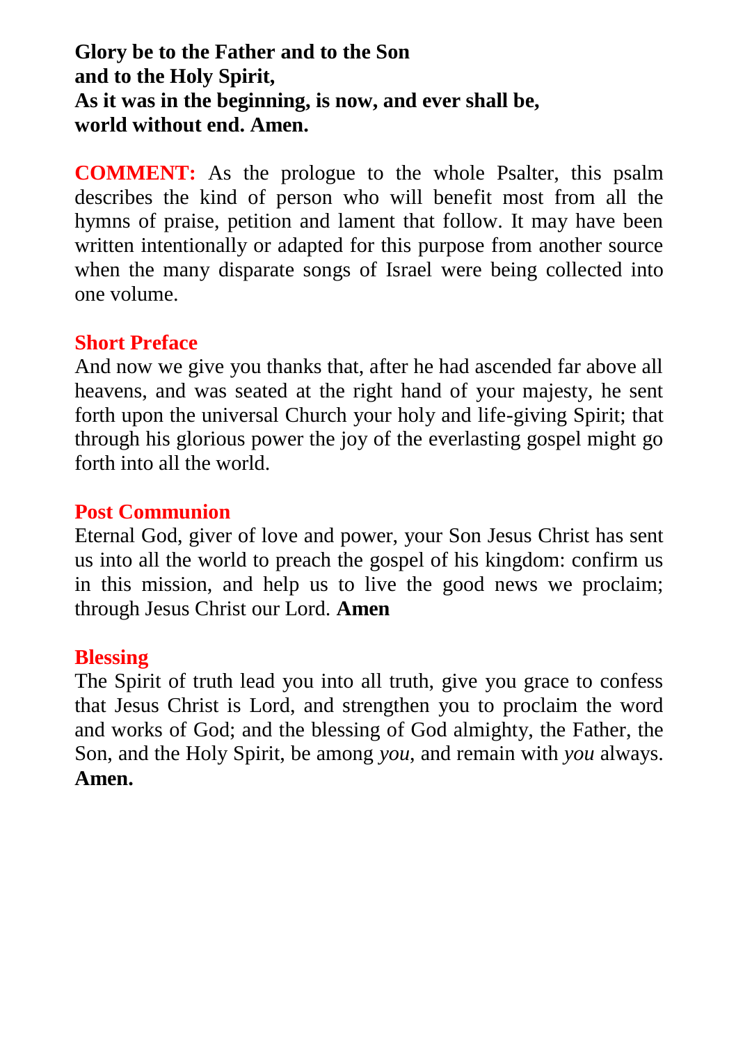**Glory be to the Father and to the Son**
**and to the Holy Spirit,**
**As it was in the beginning, is now, and ever shall be,**
**world without end. Amen.**

**COMMENT:** As the prologue to the whole Psalter, this psalm describes the kind of person who will benefit most from all the hymns of praise, petition and lament that follow. It may have been written intentionally or adapted for this purpose from another source when the many disparate songs of Israel were being collected into one volume.

## Short Preface

And now we give you thanks that, after he had ascended far above all heavens, and was seated at the right hand of your majesty, he sent forth upon the universal Church your holy and life-giving Spirit; that through his glorious power the joy of the everlasting gospel might go forth into all the world.

## Post Communion

Eternal God, giver of love and power, your Son Jesus Christ has sent us into all the world to preach the gospel of his kingdom: confirm us in this mission, and help us to live the good news we proclaim; through Jesus Christ our Lord. **Amen**

## Blessing

The Spirit of truth lead you into all truth, give you grace to confess that Jesus Christ is Lord, and strengthen you to proclaim the word and works of God; and the blessing of God almighty, the Father, the Son, and the Holy Spirit, be among *you*, and remain with *you* always. **Amen.**